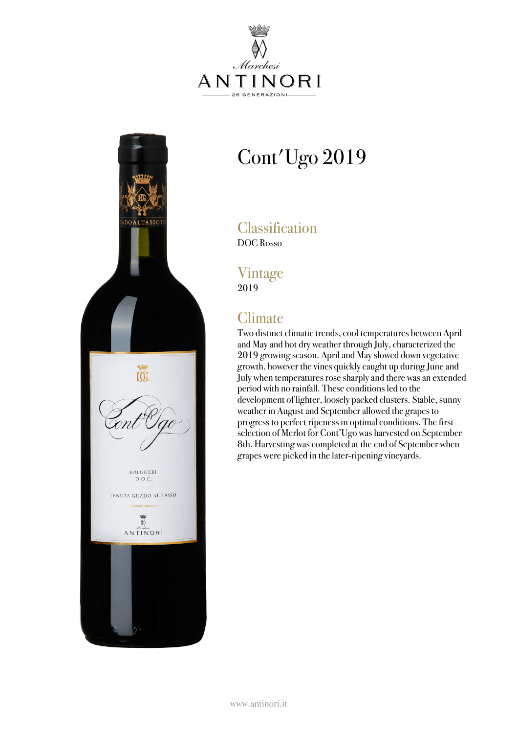# Cont'Ugo 2019

## Classification

DOC Rosso

## Vintage

2019

## Climate

Two distinct climatic trends, cool temperatures between April and May and hot dry weather through July, characterized the 2019 growing season. April and May slowed down vegetative growth, however the vines quickly caught up during June and July when temperatures rose sharply and there was an extended period with no rainfall. These conditions led to the development of lighter, loosely packed clusters. Stable, sunny weather in August and September allowed the grapes to progress to perfect ripeness in optimal conditions. The first selection of Merlot for Cont'Ugo was harvested on September 8th. Harvesting was completed at the end of September when grapes were picked in the later-ripening vineyards.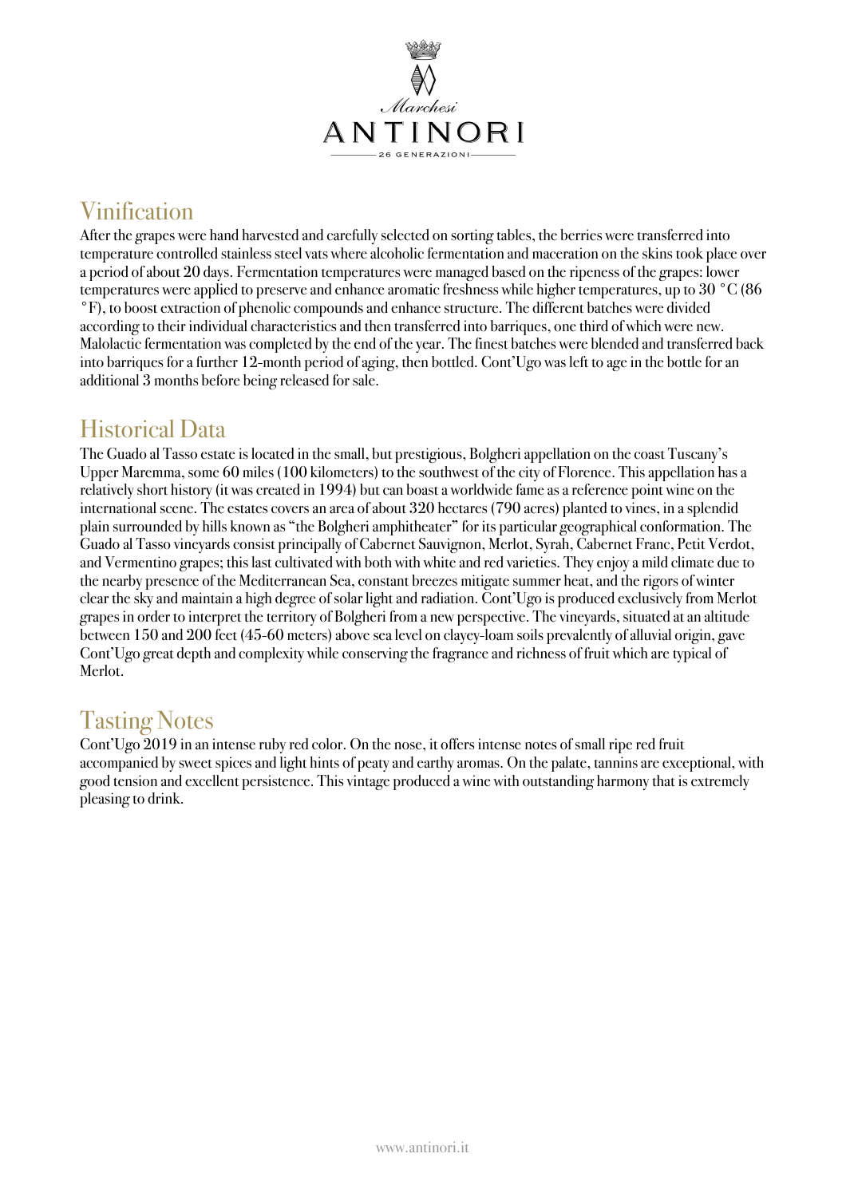## Vinification

After the grapes were hand harvested and carefully selected on sorting tables, the berries were transferred into temperature controlled stainless steel vats where alcoholic fermentation and maceration on the skins took place over a period of about 20 days. Fermentation temperatures were managed based on the ripeness of the grapes: lower temperatures were applied to preserve and enhance aromatic freshness while higher temperatures, up to 30 °C (86 °F), to boost extraction of phenolic compounds and enhance structure. The different batches were divided according to their individual characteristics and then transferred into barriques, one third of which were new. Malolactic fermentation was completed by the end of the year. The finest batches were blended and transferred back into barriques for a further 12-month period of aging, then bottled. Cont'Ugo was left to age in the bottle for an additional 3 months before being released for sale.

## Historical Data

The Guado al Tasso estate is located in the small, but prestigious, Bolgheri appellation on the coast Tuscany's Upper Maremma, some 60 miles (100 kilometers) to the southwest of the city of Florence. This appellation has a relatively short history (it was created in 1994) but can boast a worldwide fame as a reference point wine on the international scene. The estates covers an area of about 320 hectares (790 acres) planted to vines, in a splendid plain surrounded by hills known as "the Bolgheri amphitheater" for its particular geographical conformation. The Guado al Tasso vineyards consist principally of Cabernet Sauvignon, Merlot, Syrah, Cabernet Franc, Petit Verdot, and Vermentino grapes; this last cultivated with both with white and red varieties. They enjoy a mild climate due to the nearby presence of the Mediterranean Sea, constant breezes mitigate summer heat, and the rigors of winter clear the sky and maintain a high degree of solar light and radiation. Cont'Ugo is produced exclusively from Merlot grapes in order to interpret the territory of Bolgheri from a new perspective. The vineyards, situated at an altitude between 150 and 200 feet (45-60 meters) above sea level on clayey-loam soils prevalently of alluvial origin, gave Cont'Ugo great depth and complexity while conserving the fragrance and richness of fruit which are typical of Merlot.

## Tasting Notes

Cont'Ugo 2019 in an intense ruby red color. On the nose, it offers intense notes of small ripe red fruit accompanied by sweet spices and light hints of peaty and earthy aromas. On the palate, tannins are exceptional, with good tension and excellent persistence. This vintage produced a wine with outstanding harmony that is extremely pleasing to drink.